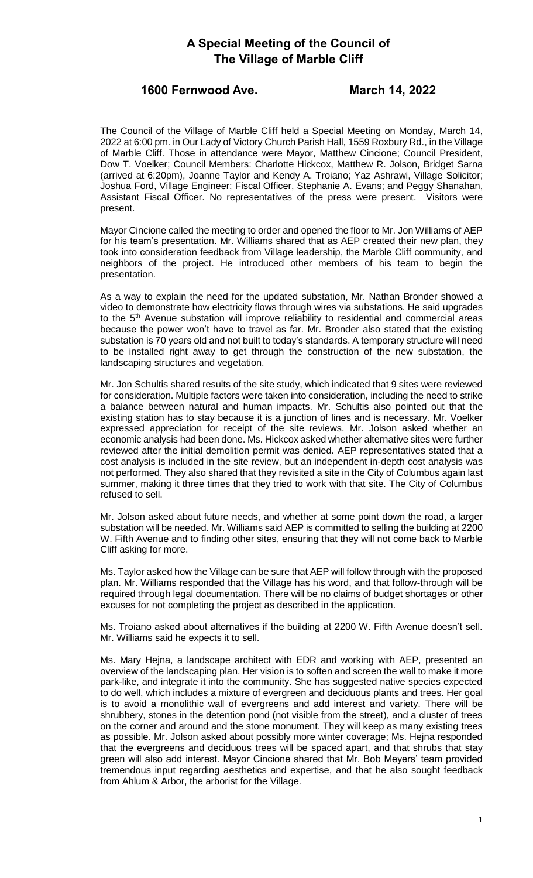# A Special Meeting of the Council of The Village of Marble Cliff

**1600 Fernwood Ave. March 14, 2022**

The Council of the Village of Marble Cliff held a Special Meeting on Monday, March 14, 2022 at 6:00 pm. in Our Lady of Victory Church Parish Hall, 1559 Roxbury Rd., in the Village of Marble Cliff. Those in attendance were Mayor, Matthew Cincione; Council President, Dow T. Voelker; Council Members: Charlotte Hickcox, Matthew R. Jolson, Bridget Sarna (arrived at 6:20pm), Joanne Taylor and Kendy A. Troiano; Yaz Ashrawi, Village Solicitor; Joshua Ford, Village Engineer; Fiscal Officer, Stephanie A. Evans; and Peggy Shanahan, Assistant Fiscal Officer. No representatives of the press were present. Visitors were present.

Mayor Cincione called the meeting to order and opened the floor to Mr. Jon Williams of AEP for his team's presentation. Mr. Williams shared that as AEP created their new plan, they took into consideration feedback from Village leadership, the Marble Cliff community, and neighbors of the project. He introduced other members of his team to begin the presentation.

As a way to explain the need for the updated substation, Mr. Nathan Bronder showed a video to demonstrate how electricity flows through wires via substations. He said upgrades to the 5th Avenue substation will improve reliability to residential and commercial areas because the power won't have to travel as far. Mr. Bronder also stated that the existing substation is 70 years old and not built to today's standards. A temporary structure will need to be installed right away to get through the construction of the new substation, the landscaping structures and vegetation.

Mr. Jon Schultis shared results of the site study, which indicated that 9 sites were reviewed for consideration. Multiple factors were taken into consideration, including the need to strike a balance between natural and human impacts. Mr. Schultis also pointed out that the existing station has to stay because it is a junction of lines and is necessary. Mr. Voelker expressed appreciation for receipt of the site reviews. Mr. Jolson asked whether an economic analysis had been done. Ms. Hickcox asked whether alternative sites were further reviewed after the initial demolition permit was denied. AEP representatives stated that a cost analysis is included in the site review, but an independent in-depth cost analysis was not performed. They also shared that they revisited a site in the City of Columbus again last summer, making it three times that they tried to work with that site. The City of Columbus refused to sell.

Mr. Jolson asked about future needs, and whether at some point down the road, a larger substation will be needed. Mr. Williams said AEP is committed to selling the building at 2200 W. Fifth Avenue and to finding other sites, ensuring that they will not come back to Marble Cliff asking for more.

Ms. Taylor asked how the Village can be sure that AEP will follow through with the proposed plan. Mr. Williams responded that the Village has his word, and that follow-through will be required through legal documentation. There will be no claims of budget shortages or other excuses for not completing the project as described in the application.

Ms. Troiano asked about alternatives if the building at 2200 W. Fifth Avenue doesn't sell. Mr. Williams said he expects it to sell.

Ms. Mary Hejna, a landscape architect with EDR and working with AEP, presented an overview of the landscaping plan. Her vision is to soften and screen the wall to make it more park-like, and integrate it into the community. She has suggested native species expected to do well, which includes a mixture of evergreen and deciduous plants and trees. Her goal is to avoid a monolithic wall of evergreens and add interest and variety. There will be shrubbery, stones in the detention pond (not visible from the street), and a cluster of trees on the corner and around and the stone monument. They will keep as many existing trees as possible. Mr. Jolson asked about possibly more winter coverage; Ms. Hejna responded that the evergreens and deciduous trees will be spaced apart, and that shrubs that stay green will also add interest. Mayor Cincione stated that Mr. Bob Meyers' team provided tremendous input regarding aesthetics and expertise, and that he also sought feedback from Ahlum & Arbor, the arborist for the Village.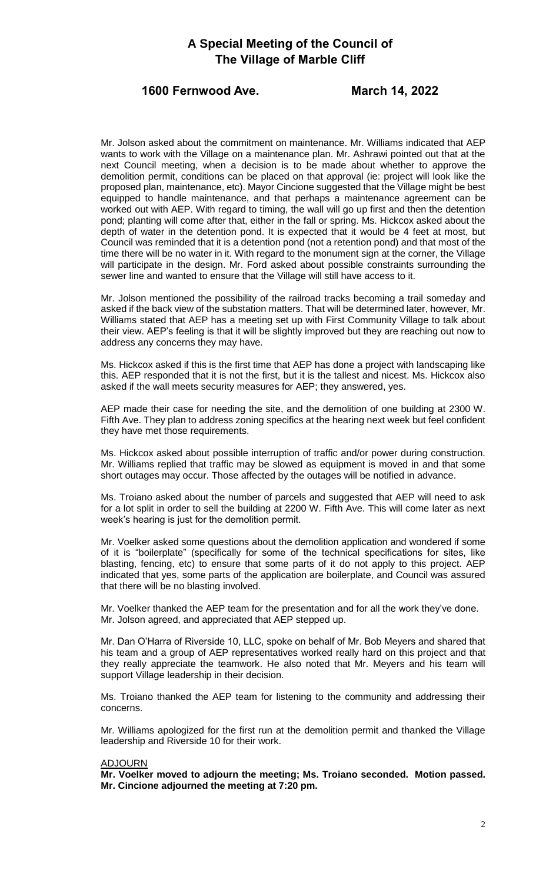Mr. Jolson asked about the commitment on maintenance. Mr. Williams indicated that AEP wants to work with the Village on a maintenance plan. Mr. Ashrawi pointed out that at the next Council meeting, when a decision is to be made about whether to approve the demolition permit, conditions can be placed on that approval (ie: project will look like the proposed plan, maintenance, etc). Mayor Cincione suggested that the Village might be best equipped to handle maintenance, and that perhaps a maintenance agreement can be worked out with AEP. With regard to timing, the wall will go up first and then the detention pond; planting will come after that, either in the fall or spring. Ms. Hickcox asked about the depth of water in the detention pond. It is expected that it would be 4 feet at most, but Council was reminded that it is a detention pond (not a retention pond) and that most of the time there will be no water in it. With regard to the monument sign at the corner, the Village will participate in the design. Mr. Ford asked about possible constraints surrounding the sewer line and wanted to ensure that the Village will still have access to it.

Mr. Jolson mentioned the possibility of the railroad tracks becoming a trail someday and asked if the back view of the substation matters. That will be determined later, however, Mr. Williams stated that AEP has a meeting set up with First Community Village to talk about their view. AEP's feeling is that it will be slightly improved but they are reaching out now to address any concerns they may have.

Ms. Hickcox asked if this is the first time that AEP has done a project with landscaping like this. AEP responded that it is not the first, but it is the tallest and nicest. Ms. Hickcox also asked if the wall meets security measures for AEP; they answered, yes.

AEP made their case for needing the site, and the demolition of one building at 2300 W. Fifth Ave. They plan to address zoning specifics at the hearing next week but feel confident they have met those requirements.

Ms. Hickcox asked about possible interruption of traffic and/or power during construction. Mr. Williams replied that traffic may be slowed as equipment is moved in and that some short outages may occur. Those affected by the outages will be notified in advance.

Ms. Troiano asked about the number of parcels and suggested that AEP will need to ask for a lot split in order to sell the building at 2200 W. Fifth Ave. This will come later as next week's hearing is just for the demolition permit.

Mr. Voelker asked some questions about the demolition application and wondered if some of it is "boilerplate" (specifically for some of the technical specifications for sites, like blasting, fencing, etc) to ensure that some parts of it do not apply to this project. AEP indicated that yes, some parts of the application are boilerplate, and Council was assured that there will be no blasting involved.

Mr. Voelker thanked the AEP team for the presentation and for all the work they've done. Mr. Jolson agreed, and appreciated that AEP stepped up.

Mr. Dan O'Harra of Riverside 10, LLC, spoke on behalf of Mr. Bob Meyers and shared that his team and a group of AEP representatives worked really hard on this project and that they really appreciate the teamwork. He also noted that Mr. Meyers and his team will support Village leadership in their decision.

Ms. Troiano thanked the AEP team for listening to the community and addressing their concerns.

Mr. Williams apologized for the first run at the demolition permit and thanked the Village leadership and Riverside 10 for their work.

ADJOURN

**Mr. Voelker moved to adjourn the meeting; Ms. Troiano seconded. Motion passed. Mr. Cincione adjourned the meeting at 7:20 pm.**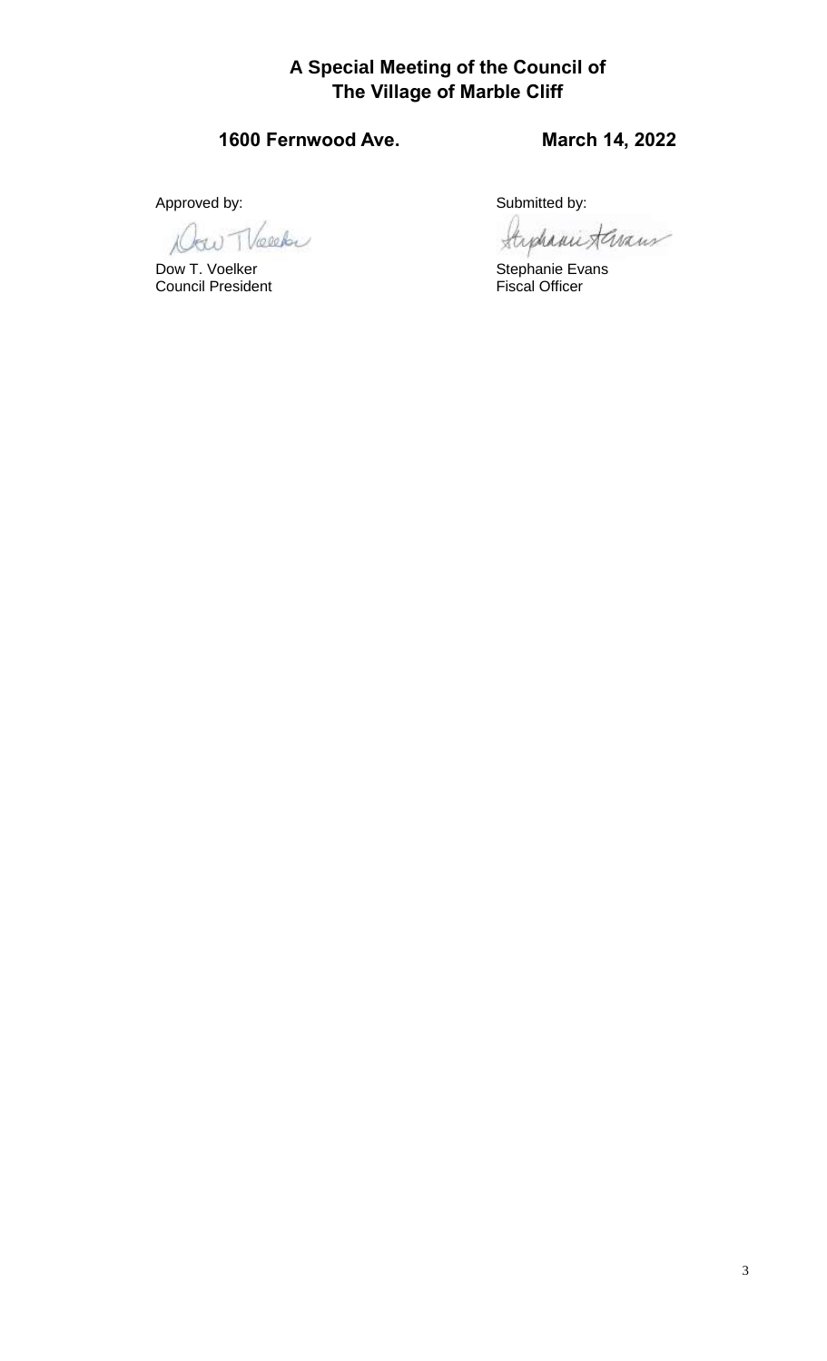**A Special Meeting of the Council of**
**The Village of Marble Cliff**

**1600 Fernwood Ave.** **March 14, 2022**

Approved by:

Dow T. Voelker
Council President

Submitted by:

Stephanie Evans
Fiscal Officer